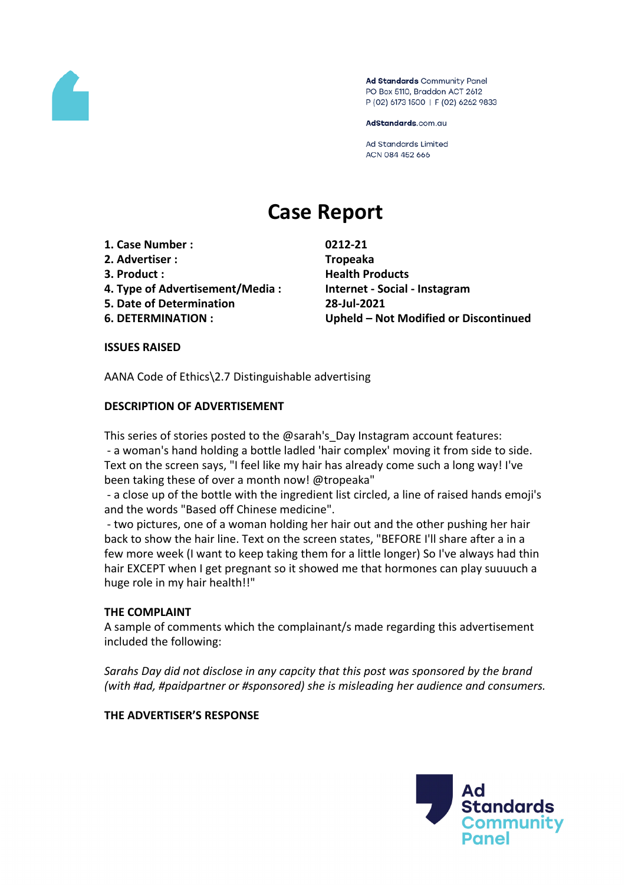Ad Standards Community Panel
PO Box 5110, Braddon ACT 2612
P (02) 6173 1500 | F (02) 6262 9833

AdStandards.com.au

Ad Standards Limited
ACN 084 452 666

# Case Report

| | |
|---|---|
| **1. Case Number :** | **0212-21** |
| **2. Advertiser :** | **Tropeaka** |
| **3. Product :** | **Health Products** |
| **4. Type of Advertisement/Media :** | **Internet - Social - Instagram** |
| **5. Date of Determination** | **28-Jul-2021** |
| **6. DETERMINATION :** | **Upheld – Not Modified or Discontinued** |

## ISSUES RAISED

AANA Code of Ethics\2.7 Distinguishable advertising

## DESCRIPTION OF ADVERTISEMENT

This series of stories posted to the @sarah's_Day Instagram account features:

- a woman's hand holding a bottle ladled 'hair complex' moving it from side to side. Text on the screen says, "I feel like my hair has already come such a long way! I've been taking these of over a month now! @tropeaka"
- a close up of the bottle with the ingredient list circled, a line of raised hands emoji's and the words "Based off Chinese medicine".
- two pictures, one of a woman holding her hair out and the other pushing her hair back to show the hair line. Text on the screen states, "BEFORE I'll share after a in a few more week (I want to keep taking them for a little longer) So I've always had thin hair EXCEPT when I get pregnant so it showed me that hormones can play suuuuch a huge role in my hair health!!"

## THE COMPLAINT

A sample of comments which the complainant/s made regarding this advertisement included the following:

*Sarahs Day did not disclose in any capcity that this post was sponsored by the brand (with #ad, #paidpartner or #sponsored) she is misleading her audience and consumers.*

## THE ADVERTISER'S RESPONSE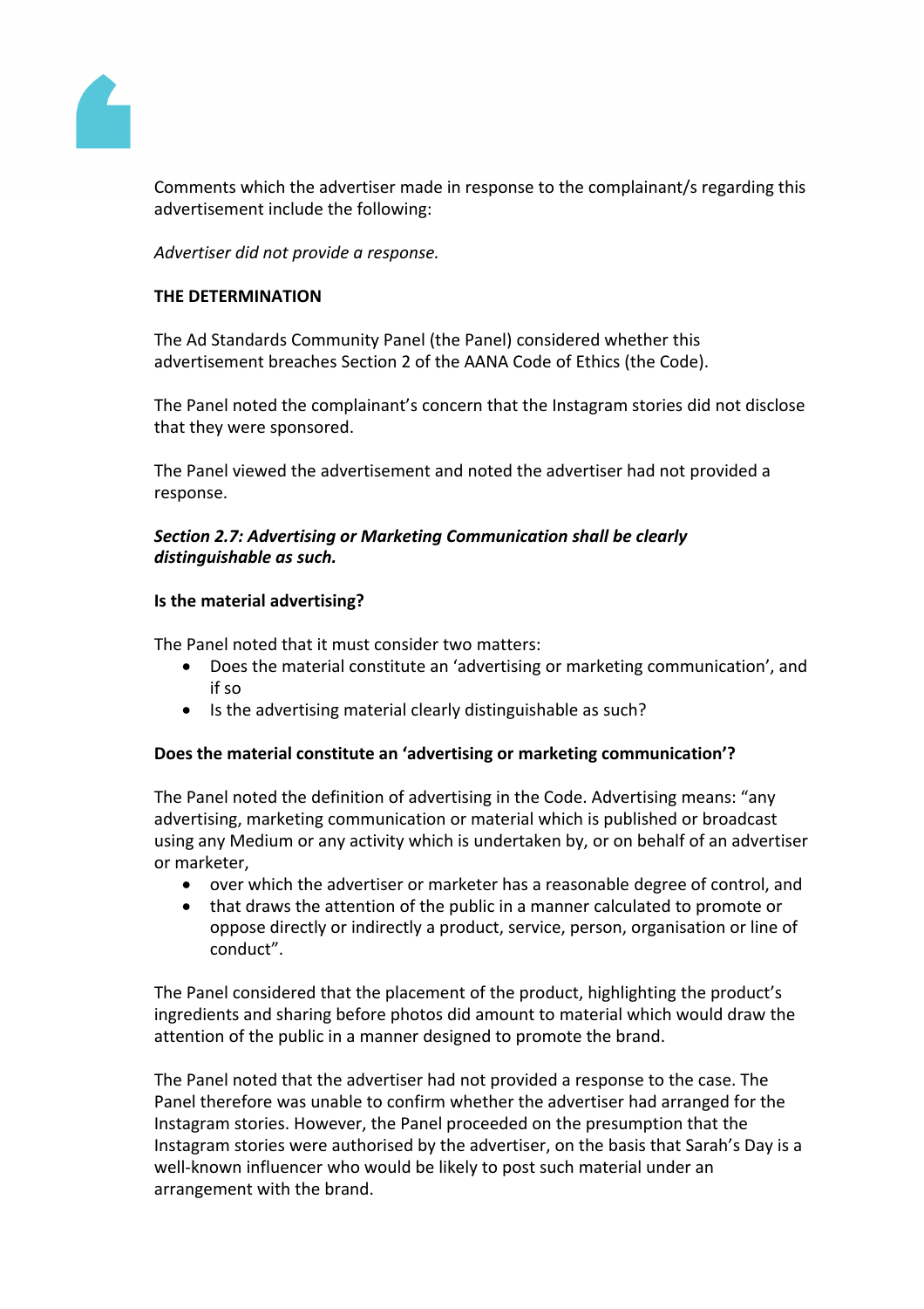Comments which the advertiser made in response to the complainant/s regarding this advertisement include the following:

*Advertiser did not provide a response.*

**THE DETERMINATION**

The Ad Standards Community Panel (the Panel) considered whether this advertisement breaches Section 2 of the AANA Code of Ethics (the Code).

The Panel noted the complainant's concern that the Instagram stories did not disclose that they were sponsored.

The Panel viewed the advertisement and noted the advertiser had not provided a response.

***Section 2.7: Advertising or Marketing Communication shall be clearly distinguishable as such.***

**Is the material advertising?**

The Panel noted that it must consider two matters:

- Does the material constitute an 'advertising or marketing communication', and if so
- Is the advertising material clearly distinguishable as such?

**Does the material constitute an 'advertising or marketing communication'?**

The Panel noted the definition of advertising in the Code. Advertising means: "any advertising, marketing communication or material which is published or broadcast using any Medium or any activity which is undertaken by, or on behalf of an advertiser or marketer,

- over which the advertiser or marketer has a reasonable degree of control, and
- that draws the attention of the public in a manner calculated to promote or oppose directly or indirectly a product, service, person, organisation or line of conduct".

The Panel considered that the placement of the product, highlighting the product's ingredients and sharing before photos did amount to material which would draw the attention of the public in a manner designed to promote the brand.

The Panel noted that the advertiser had not provided a response to the case. The Panel therefore was unable to confirm whether the advertiser had arranged for the Instagram stories. However, the Panel proceeded on the presumption that the Instagram stories were authorised by the advertiser, on the basis that Sarah's Day is a well-known influencer who would be likely to post such material under an arrangement with the brand.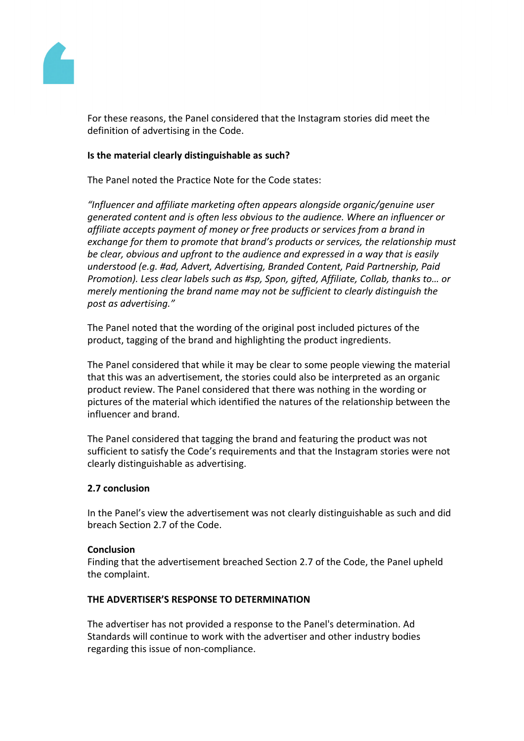For these reasons, the Panel considered that the Instagram stories did meet the definition of advertising in the Code.

**Is the material clearly distinguishable as such?**

The Panel noted the Practice Note for the Code states:

*"Influencer and affiliate marketing often appears alongside organic/genuine user generated content and is often less obvious to the audience. Where an influencer or affiliate accepts payment of money or free products or services from a brand in exchange for them to promote that brand's products or services, the relationship must be clear, obvious and upfront to the audience and expressed in a way that is easily understood (e.g. #ad, Advert, Advertising, Branded Content, Paid Partnership, Paid Promotion). Less clear labels such as #sp, Spon, gifted, Affiliate, Collab, thanks to… or merely mentioning the brand name may not be sufficient to clearly distinguish the post as advertising."*

The Panel noted that the wording of the original post included pictures of the product, tagging of the brand and highlighting the product ingredients.

The Panel considered that while it may be clear to some people viewing the material that this was an advertisement, the stories could also be interpreted as an organic product review. The Panel considered that there was nothing in the wording or pictures of the material which identified the natures of the relationship between the influencer and brand.

The Panel considered that tagging the brand and featuring the product was not sufficient to satisfy the Code's requirements and that the Instagram stories were not clearly distinguishable as advertising.

**2.7 conclusion**

In the Panel's view the advertisement was not clearly distinguishable as such and did breach Section 2.7 of the Code.

**Conclusion**

Finding that the advertisement breached Section 2.7 of the Code, the Panel upheld the complaint.

**THE ADVERTISER'S RESPONSE TO DETERMINATION**

The advertiser has not provided a response to the Panel's determination. Ad Standards will continue to work with the advertiser and other industry bodies regarding this issue of non-compliance.